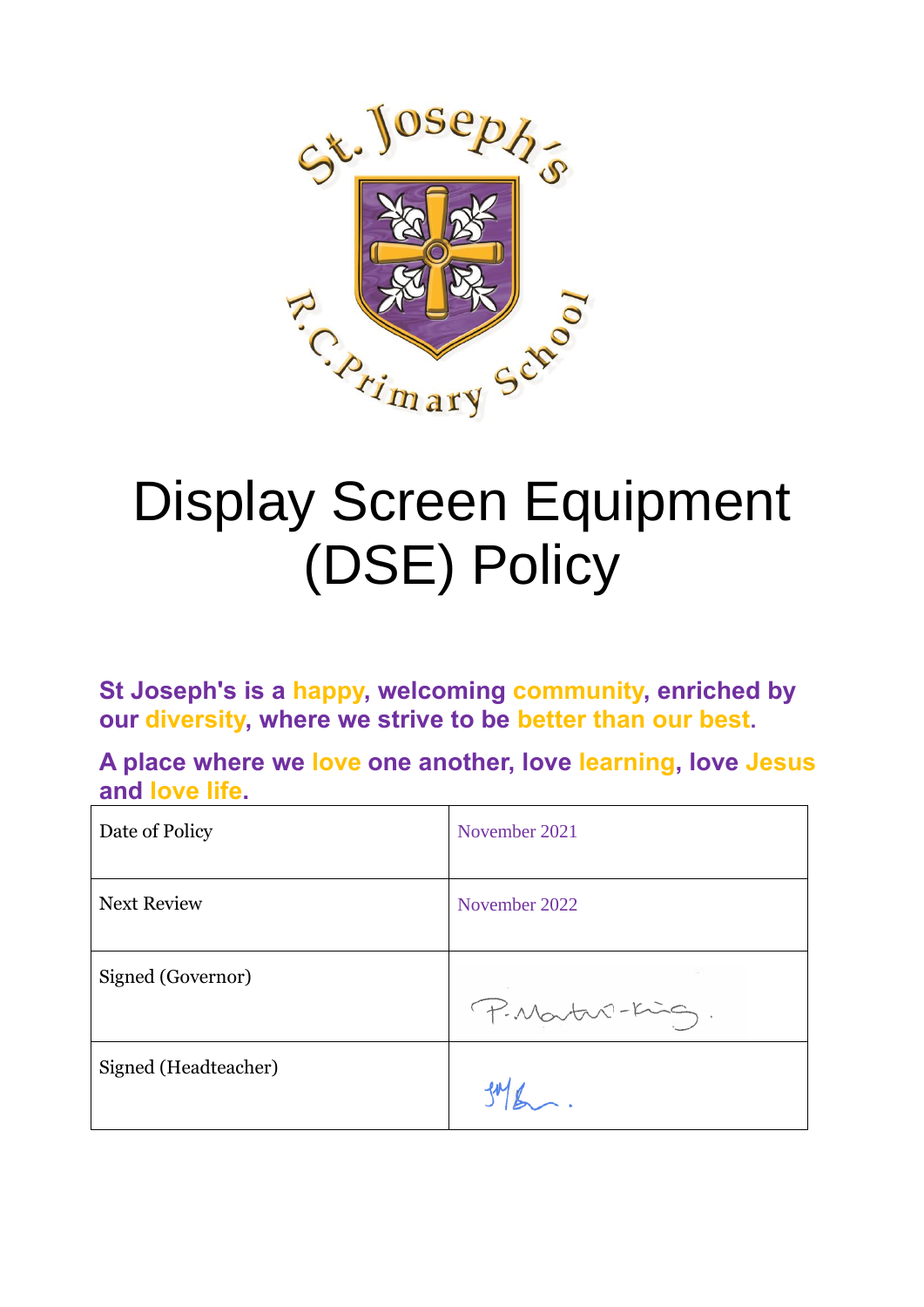St. Joseph's R.C. Primary School

# Display Screen Equipment (DSE) Policy

**St Joseph's is a happy, welcoming community, enriched by our diversity, where we strive to be better than our best.**

**A place where we love one another, love learning, love Jesus and love life.**

| Date of Policy | November 2021 |
|---|---|
| Next Review | November 2022 |
| Signed (Governor) | P. Martin-King. |
| Signed (Headteacher) | |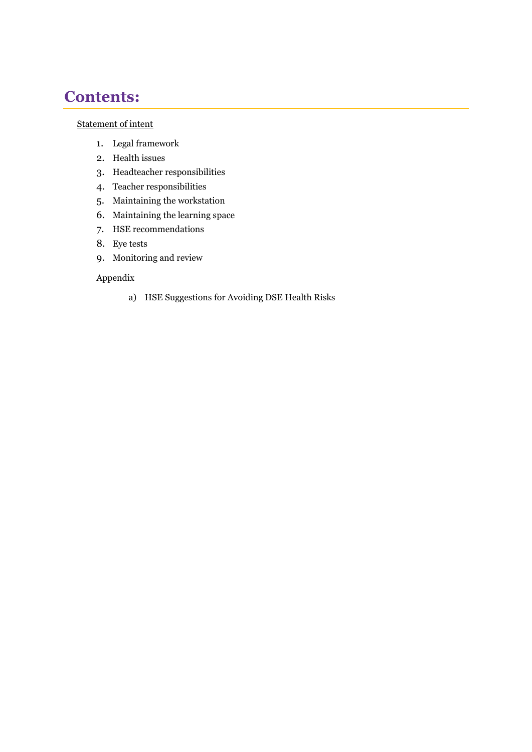# Contents:

Statement of intent

1. Legal framework
2. Health issues
3. Headteacher responsibilities
4. Teacher responsibilities
5. Maintaining the workstation
6. Maintaining the learning space
7. HSE recommendations
8. Eye tests
9. Monitoring and review

Appendix

a) HSE Suggestions for Avoiding DSE Health Risks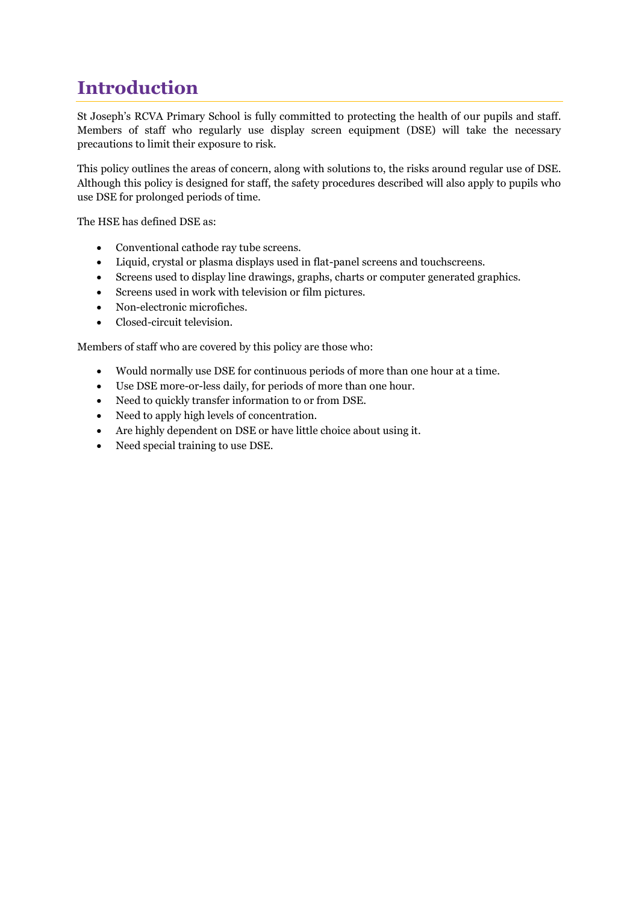# Introduction

St Joseph's RCVA Primary School is fully committed to protecting the health of our pupils and staff. Members of staff who regularly use display screen equipment (DSE) will take the necessary precautions to limit their exposure to risk.

This policy outlines the areas of concern, along with solutions to, the risks around regular use of DSE. Although this policy is designed for staff, the safety procedures described will also apply to pupils who use DSE for prolonged periods of time.

The HSE has defined DSE as:

- Conventional cathode ray tube screens.
- Liquid, crystal or plasma displays used in flat-panel screens and touchscreens.
- Screens used to display line drawings, graphs, charts or computer generated graphics.
- Screens used in work with television or film pictures.
- Non-electronic microfiches.
- Closed-circuit television.

Members of staff who are covered by this policy are those who:

- Would normally use DSE for continuous periods of more than one hour at a time.
- Use DSE more-or-less daily, for periods of more than one hour.
- Need to quickly transfer information to or from DSE.
- Need to apply high levels of concentration.
- Are highly dependent on DSE or have little choice about using it.
- Need special training to use DSE.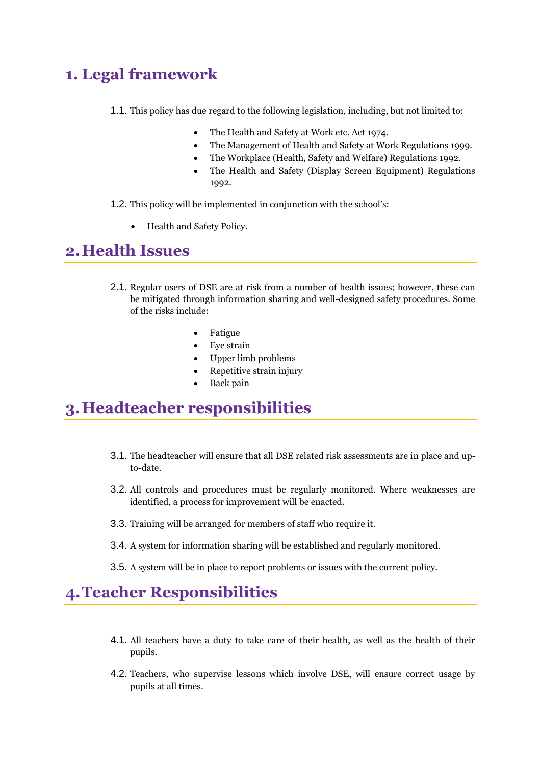# 1. Legal framework

1.1. This policy has due regard to the following legislation, including, but not limited to:

- The Health and Safety at Work etc. Act 1974.
- The Management of Health and Safety at Work Regulations 1999.
- The Workplace (Health, Safety and Welfare) Regulations 1992.
- The Health and Safety (Display Screen Equipment) Regulations 1992.

1.2. This policy will be implemented in conjunction with the school's:

- Health and Safety Policy.

# 2. Health Issues

2.1. Regular users of DSE are at risk from a number of health issues; however, these can be mitigated through information sharing and well-designed safety procedures. Some of the risks include:

- Fatigue
- Eye strain
- Upper limb problems
- Repetitive strain injury
- Back pain

# 3. Headteacher responsibilities

3.1. The headteacher will ensure that all DSE related risk assessments are in place and up-to-date.

3.2. All controls and procedures must be regularly monitored. Where weaknesses are identified, a process for improvement will be enacted.

3.3. Training will be arranged for members of staff who require it.

3.4. A system for information sharing will be established and regularly monitored.

3.5. A system will be in place to report problems or issues with the current policy.

# 4. Teacher Responsibilities

4.1. All teachers have a duty to take care of their health, as well as the health of their pupils.

4.2. Teachers, who supervise lessons which involve DSE, will ensure correct usage by pupils at all times.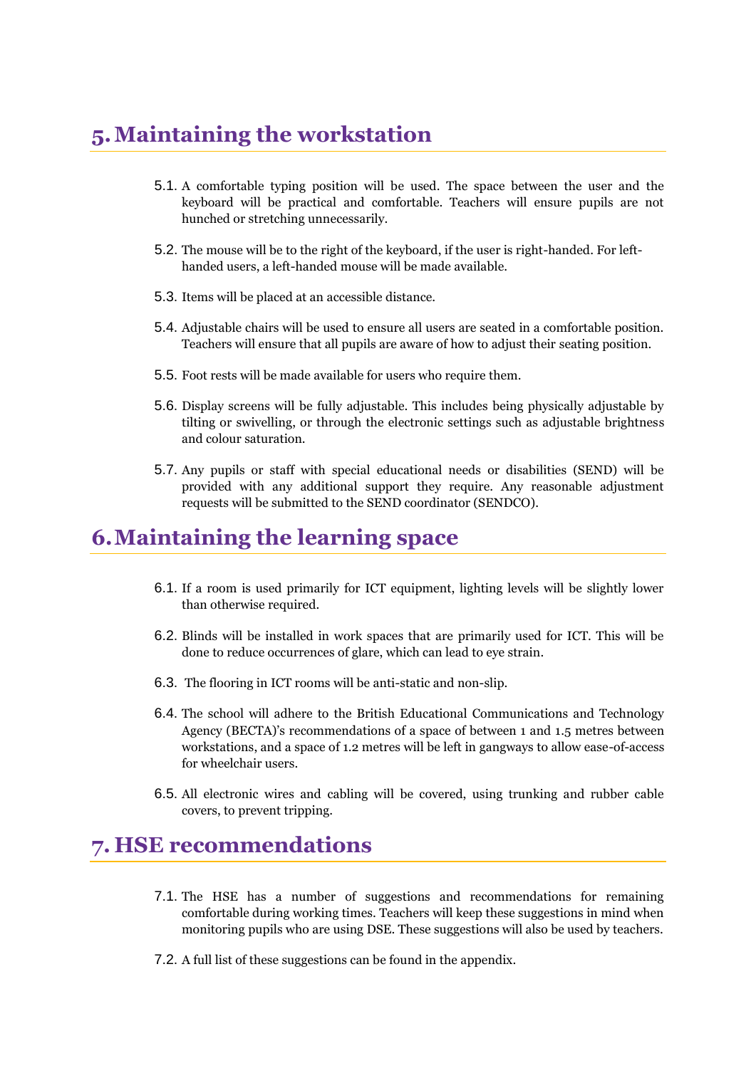# 5. Maintaining the workstation

5.1. A comfortable typing position will be used. The space between the user and the keyboard will be practical and comfortable. Teachers will ensure pupils are not hunched or stretching unnecessarily.

5.2. The mouse will be to the right of the keyboard, if the user is right-handed. For left-handed users, a left-handed mouse will be made available.

5.3. Items will be placed at an accessible distance.

5.4. Adjustable chairs will be used to ensure all users are seated in a comfortable position. Teachers will ensure that all pupils are aware of how to adjust their seating position.

5.5. Foot rests will be made available for users who require them.

5.6. Display screens will be fully adjustable. This includes being physically adjustable by tilting or swivelling, or through the electronic settings such as adjustable brightness and colour saturation.

5.7. Any pupils or staff with special educational needs or disabilities (SEND) will be provided with any additional support they require. Any reasonable adjustment requests will be submitted to the SEND coordinator (SENDCO).

# 6. Maintaining the learning space

6.1. If a room is used primarily for ICT equipment, lighting levels will be slightly lower than otherwise required.

6.2. Blinds will be installed in work spaces that are primarily used for ICT. This will be done to reduce occurrences of glare, which can lead to eye strain.

6.3. The flooring in ICT rooms will be anti-static and non-slip.

6.4. The school will adhere to the British Educational Communications and Technology Agency (BECTA)'s recommendations of a space of between 1 and 1.5 metres between workstations, and a space of 1.2 metres will be left in gangways to allow ease-of-access for wheelchair users.

6.5. All electronic wires and cabling will be covered, using trunking and rubber cable covers, to prevent tripping.

# 7. HSE recommendations

7.1. The HSE has a number of suggestions and recommendations for remaining comfortable during working times. Teachers will keep these suggestions in mind when monitoring pupils who are using DSE. These suggestions will also be used by teachers.

7.2. A full list of these suggestions can be found in the appendix.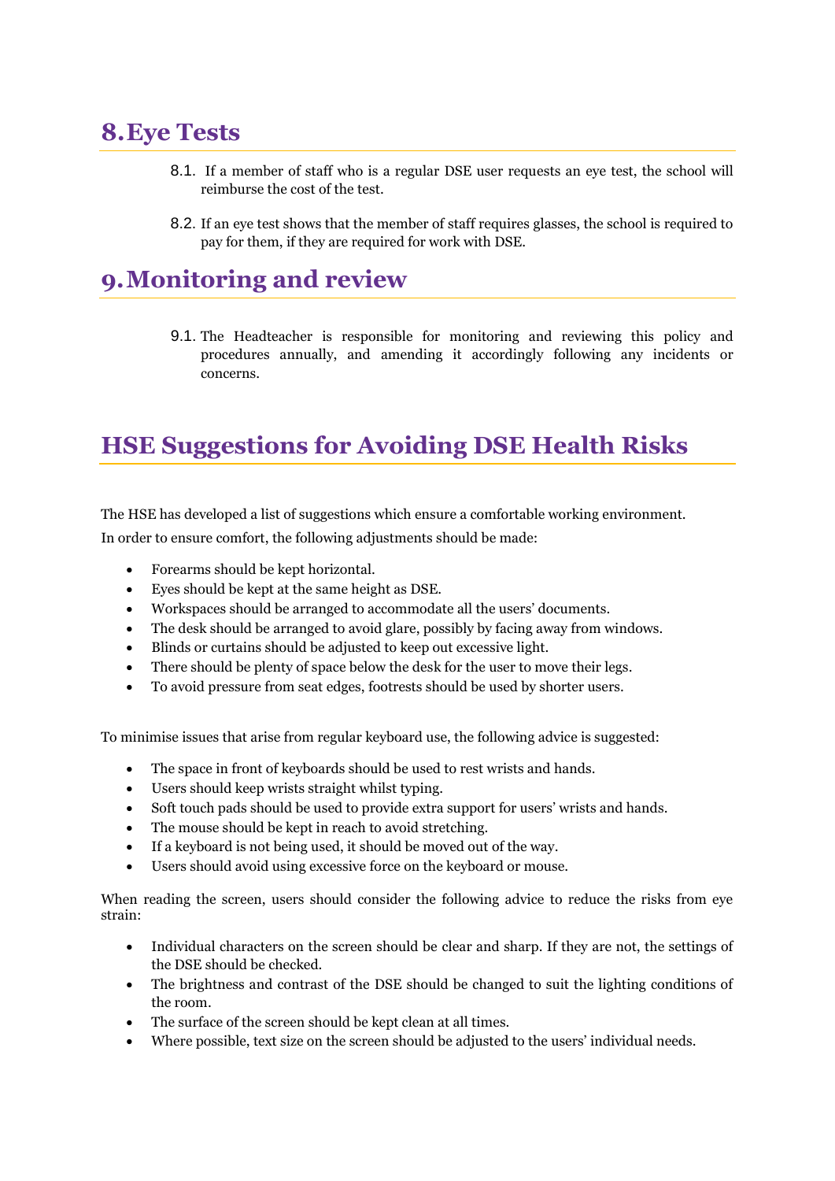## 8. Eye Tests

8.1. If a member of staff who is a regular DSE user requests an eye test, the school will reimburse the cost of the test.

8.2. If an eye test shows that the member of staff requires glasses, the school is required to pay for them, if they are required for work with DSE.

## 9. Monitoring and review

9.1. The Headteacher is responsible for monitoring and reviewing this policy and procedures annually, and amending it accordingly following any incidents or concerns.

## HSE Suggestions for Avoiding DSE Health Risks

The HSE has developed a list of suggestions which ensure a comfortable working environment.

In order to ensure comfort, the following adjustments should be made:

- Forearms should be kept horizontal.
- Eyes should be kept at the same height as DSE.
- Workspaces should be arranged to accommodate all the users' documents.
- The desk should be arranged to avoid glare, possibly by facing away from windows.
- Blinds or curtains should be adjusted to keep out excessive light.
- There should be plenty of space below the desk for the user to move their legs.
- To avoid pressure from seat edges, footrests should be used by shorter users.

To minimise issues that arise from regular keyboard use, the following advice is suggested:

- The space in front of keyboards should be used to rest wrists and hands.
- Users should keep wrists straight whilst typing.
- Soft touch pads should be used to provide extra support for users' wrists and hands.
- The mouse should be kept in reach to avoid stretching.
- If a keyboard is not being used, it should be moved out of the way.
- Users should avoid using excessive force on the keyboard or mouse.

When reading the screen, users should consider the following advice to reduce the risks from eye strain:

- Individual characters on the screen should be clear and sharp. If they are not, the settings of the DSE should be checked.
- The brightness and contrast of the DSE should be changed to suit the lighting conditions of the room.
- The surface of the screen should be kept clean at all times.
- Where possible, text size on the screen should be adjusted to the users' individual needs.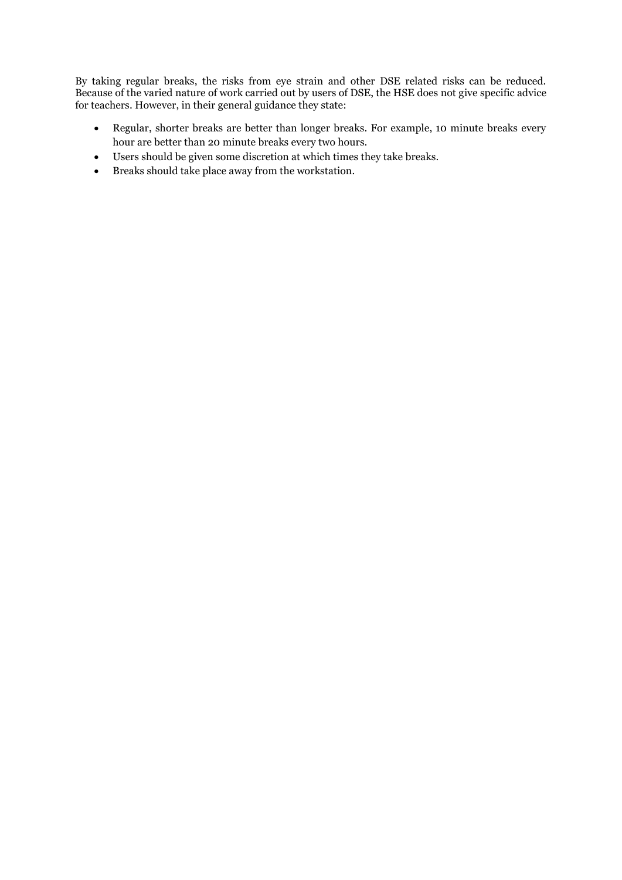By taking regular breaks, the risks from eye strain and other DSE related risks can be reduced. Because of the varied nature of work carried out by users of DSE, the HSE does not give specific advice for teachers. However, in their general guidance they state:

- Regular, shorter breaks are better than longer breaks. For example, 10 minute breaks every hour are better than 20 minute breaks every two hours.
- Users should be given some discretion at which times they take breaks.
- Breaks should take place away from the workstation.